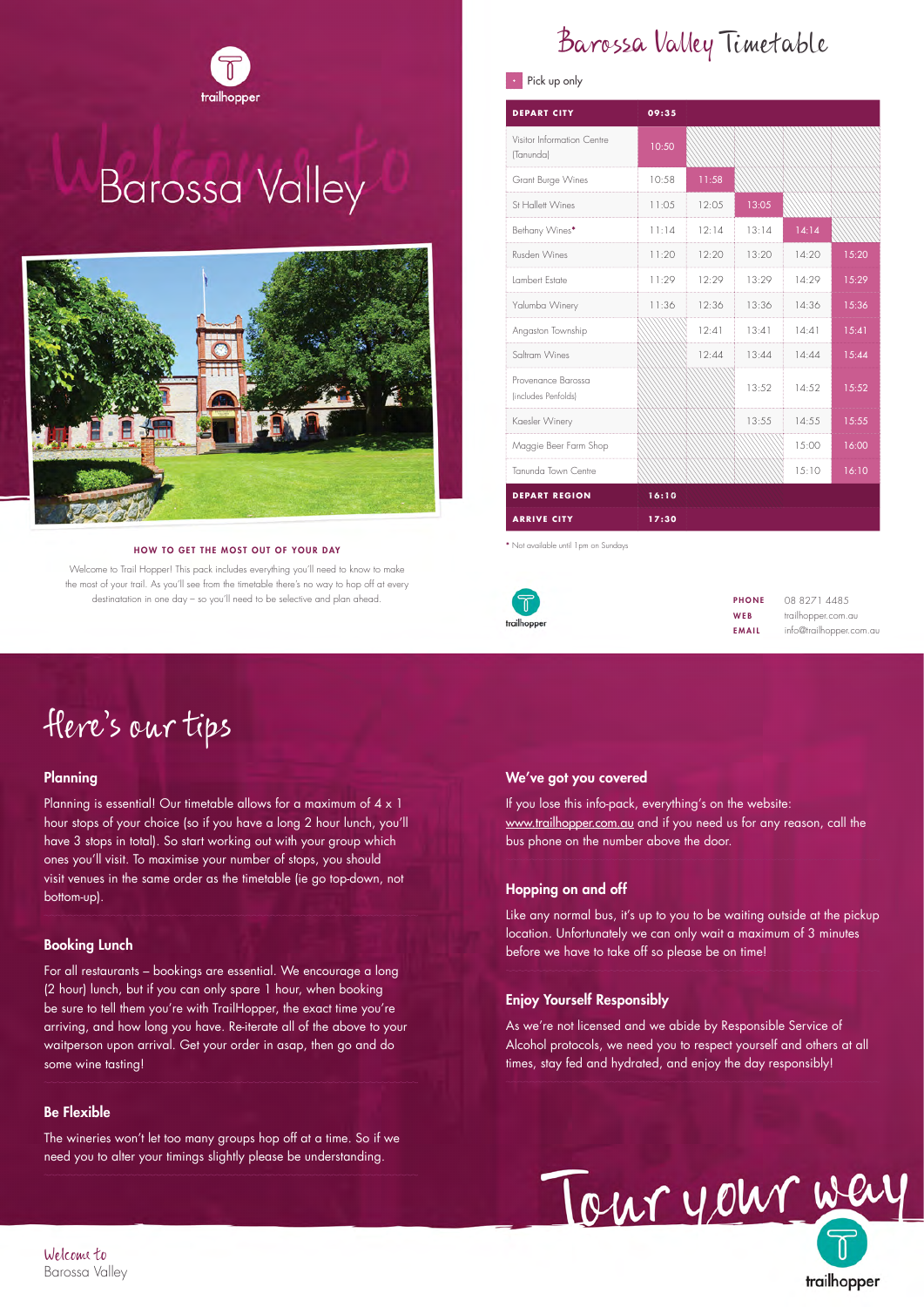trailhopper

# Welcome to Barossa Valley

### HOW TO GET THE MOST OUT OF YOUR DAY

Welcome to Trail Hopper! This pack includes everything you'll need to know to make the most of your trail. As you'll see from the timetable there's no way to hop off at every destinatation in one day – so you'll need to be selective and plan ahead.

# Barossa Valley Timetable

* Pick up only

| DEPART CITY | 09:35 | | | | |
|---|---|---|---|---|---|
| Visitor Information Centre (Tanunda) | 10:50 | | | | |
| Grant Burge Wines | 10:58 | 11:58 | | | |
| St Hallett Wines | 11:05 | 12:05 | 13:05 | | |
| Bethany Wines* | 11:14 | 12:14 | 13:14 | 14:14 | |
| Rusden Wines | 11:20 | 12:20 | 13:20 | 14:20 | 15:20 |
| Lambert Estate | 11:29 | 12:29 | 13:29 | 14:29 | 15:29 |
| Yalumba Winery | 11:36 | 12:36 | 13:36 | 14:36 | 15:36 |
| Angaston Township | | 12:41 | 13:41 | 14:41 | 15:41 |
| Saltram Wines | | 12:44 | 13:44 | 14:44 | 15:44 |
| Provenance Barossa (includes Penfolds) | | | 13:52 | 14:52 | 15:52 |
| Kaesler Winery | | | 13:55 | 14:55 | 15:55 |
| Maggie Beer Farm Shop | | | | 15:00 | 16:00 |
| Tanunda Town Centre | | | | 15:10 | 16:10 |
| DEPART REGION | 16:10 | | | | |
| ARRIVE CITY | 17:30 | | | | |

* Not available until 1pm on Sundays

trailhopper

**PHONE** 08 8271 4485
**WEB** trailhopper.com.au
**EMAIL** info@trailhopper.com.au

# Here's our tips

## Planning

Planning is essential! Our timetable allows for a maximum of 4 x 1 hour stops of your choice (so if you have a long 2 hour lunch, you'll have 3 stops in total). So start working out with your group which ones you'll visit. To maximise your number of stops, you should visit venues in the same order as the timetable (ie go top-down, not bottom-up).

## Booking Lunch

For all restaurants – bookings are essential. We encourage a long (2 hour) lunch, but if you can only spare 1 hour, when booking be sure to tell them you're with TrailHopper, the exact time you're arriving, and how long you have. Re-iterate all of the above to your waitperson upon arrival. Get your order in asap, then go and do some wine tasting!

## Be Flexible

The wineries won't let too many groups hop off at a time. So if we need you to alter your timings slightly please be understanding.

## We've got you covered

If you lose this info-pack, everything's on the website: www.trailhopper.com.au and if you need us for any reason, call the bus phone on the number above the door.

## Hopping on and off

Like any normal bus, it's up to you to be waiting outside at the pickup location. Unfortunately we can only wait a maximum of 3 minutes before we have to take off so please be on time!

## Enjoy Yourself Responsibly

As we're not licensed and we abide by Responsible Service of Alcohol protocols, we need you to respect yourself and others at all times, stay fed and hydrated, and enjoy the day responsibly!

Tour your way

trailhopper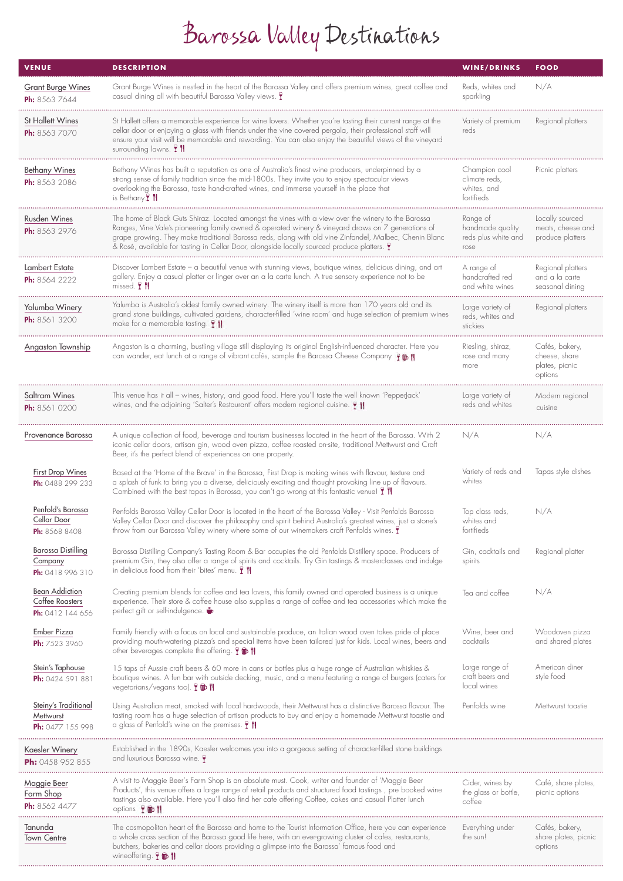# Barossa Valley Destinations

| VENUE | DESCRIPTION | WINE/DRINKS | FOOD |
|---|---|---|---|
| Grant Burge Wines **Ph:** 8563 7644 | Grant Burge Wines is nestled in the heart of the Barossa Valley and offers premium wines, great coffee and casual dining all with beautiful Barossa Valley views. | Reds, whites and sparkling | N/A |
| St Hallett Wines **Ph:** 8563 7070 | St Hallett offers a memorable experience for wine lovers. Whether you're tasting their current range at the cellar door or enjoying a glass with friends under the vine covered pergola, their professional staff will ensure your visit will be memorable and rewarding. You can also enjoy the beautiful views of the vineyard surrounding lawns. | Variety of premium reds | Regional platters |
| Bethany Wines **Ph:** 8563 2086 | Bethany Wines has built a reputation as one of Australia's finest wine producers, underpinned by a strong sense of family tradition since the mid-1800s. They invite you to enjoy spectacular views overlooking the Barossa, taste hand-crafted wines, and immerse yourself in the place that is Bethany. | Champion cool climate reds, whites, and fortifieds | Picnic platters |
| Rusden Wines **Ph:** 8563 2976 | The home of Black Guts Shiraz. Located amongst the vines with a view over the winery to the Barossa Ranges, Vine Vale's pioneering family owned & operated winery & vineyard draws on 7 generations of grape growing. They make traditional Barossa reds, along with old vine Zinfandel, Malbec, Chenin Blanc & Rosé, available for tasting in Cellar Door, alongside locally sourced produce platters. | Range of handmade quality reds plus white and rose | Locally sourced meats, cheese and produce platters |
| Lambert Estate **Ph:** 8564 2222 | Discover Lambert Estate – a beautiful venue with stunning views, boutique wines, delicious dining, and art gallery. Enjoy a casual platter or linger over an a la carte lunch. A true sensory experience not to be missed. | A range of handcrafted red and white wines | Regional platters and a la carte seasonal dining |
| Yalumba Winery **Ph:** 8561 3200 | Yalumba is Australia's oldest family owned winery. The winery itself is more than 170 years old and its grand stone buildings, cultivated gardens, character-filled 'wine room' and huge selection of premium wines make for a memorable tasting | Large variety of reds, whites and stickies | Regional platters |
| Angaston Township | Angaston is a charming, bustling village still displaying its original English-influenced character. Here you can wander, eat lunch at a range of vibrant cafés, sample the Barossa Cheese Company | Riesling, shiraz, rose and many more | Cafés, bakery, cheese, share plates, picnic options |
| Saltram Wines **Ph:** 8561 0200 | This venue has it all – wines, history, and good food. Here you'll taste the well known 'PepperJack' wines, and the adjoining 'Salter's Restaurant' offers modern regional cuisine. | Large variety of reds and whites | Modern regional cuisine |
| Provenance Barossa | A unique collection of food, beverage and tourism businesses located in the heart of the Barossa. With 2 iconic cellar doors, artisan gin, wood oven pizza, coffee roasted on-site, traditional Mettwurst and Craft Beer, it's the perfect blend of experiences on one property. | N/A | N/A |
| First Drop Wines **Ph:** 0488 299 233 | Based at the 'Home of the Brave' in the Barossa, First Drop is making wines with flavour, texture and a splash of funk to bring you a diverse, deliciously exciting and thought provoking line up of flavours. Combined with the best tapas in Barossa, you can't go wrong at this fantastic venue! | Variety of reds and whites | Tapas style dishes |
| Penfold's Barossa Cellar Door **Ph:** 8568 8408 | Penfolds Barossa Valley Cellar Door is located in the heart of the Barossa Valley - Visit Penfolds Barossa Valley Cellar Door and discover the philosophy and spirit behind Australia's greatest wines, just a stone's throw from our Barossa Valley winery where some of our winemakers craft Penfolds wines. | Top class reds, whites and fortifieds | N/A |
| Barossa Distilling Company **Ph:** 0418 996 310 | Barossa Distilling Company's Tasting Room & Bar occupies the old Penfolds Distillery space. Producers of premium Gin, they also offer a range of spirits and cocktails. Try Gin tastings & masterclasses and indulge in delicious food from their 'bites' menu. | Gin, cocktails and spirits | Regional platter |
| Bean Addiction Coffee Roasters **Ph:** 0412 144 656 | Creating premium blends for coffee and tea lovers, this family owned and operated business is a unique experience. Their store & coffee house also supplies a range of coffee and tea accessories which make the perfect gift or self-indulgence. | Tea and coffee | N/A |
| Ember Pizza **Ph:** 7523 3960 | Family friendly with a focus on local and sustainable produce, an Italian wood oven takes pride of place providing mouth-watering pizza's and special items have been tailored just for kids. Local wines, beers and other beverages complete the offering. | Wine, beer and cocktails | Woodoven pizza and shared plates |
| Stein's Taphouse **Ph:** 0424 591 881 | 15 taps of Aussie craft beers & 60 more in cans or bottles plus a huge range of Australian whiskies & boutique wines. A fun bar with outside decking, music, and a menu featuring a range of burgers (caters for vegetarians/vegans too). | Large range of craft beers and local wines | American diner style food |
| Steiny's Traditional Mettwurst **Ph:** 0477 155 998 | Using Australian meat, smoked with local hardwoods, their Mettwurst has a distinctive Barossa flavour. The tasting room has a huge selection of artisan products to buy and enjoy a homemade Mettwurst toastie and a glass of Penfold's wine on the premises. | Penfolds wine | Mettwurst toastie |
| Kaesler Winery **Ph:** 0458 952 855 | Established in the 1890s, Kaesler welcomes you into a gorgeous setting of character-filled stone buildings and luxurious Barossa wine. | | |
| Maggie Beer Farm Shop **Ph:** 8562 4477 | A visit to Maggie Beer's Farm Shop is an absolute must. Cook, writer and founder of 'Maggie Beer Products', this venue offers a large range of retail products and structured food tastings , pre booked wine tastings also available. Here you'll also find her cafe offering Coffee, cakes and casual Platter lunch options | Cider, wines by the glass or bottle, coffee | Café, share plates, picnic options |
| Tanunda Town Centre | The cosmopolitan heart of the Barossa and home to the Tourist Information Office, here you can experience a whole cross section of the Barossa good life here, with an ever-growing cluster of cafes, restaurants, butchers, bakeries and cellar doors providing a glimpse into the Barossa' famous food and wineoffering. | Everything under the sun! | Cafés, bakery, share plates, picnic options |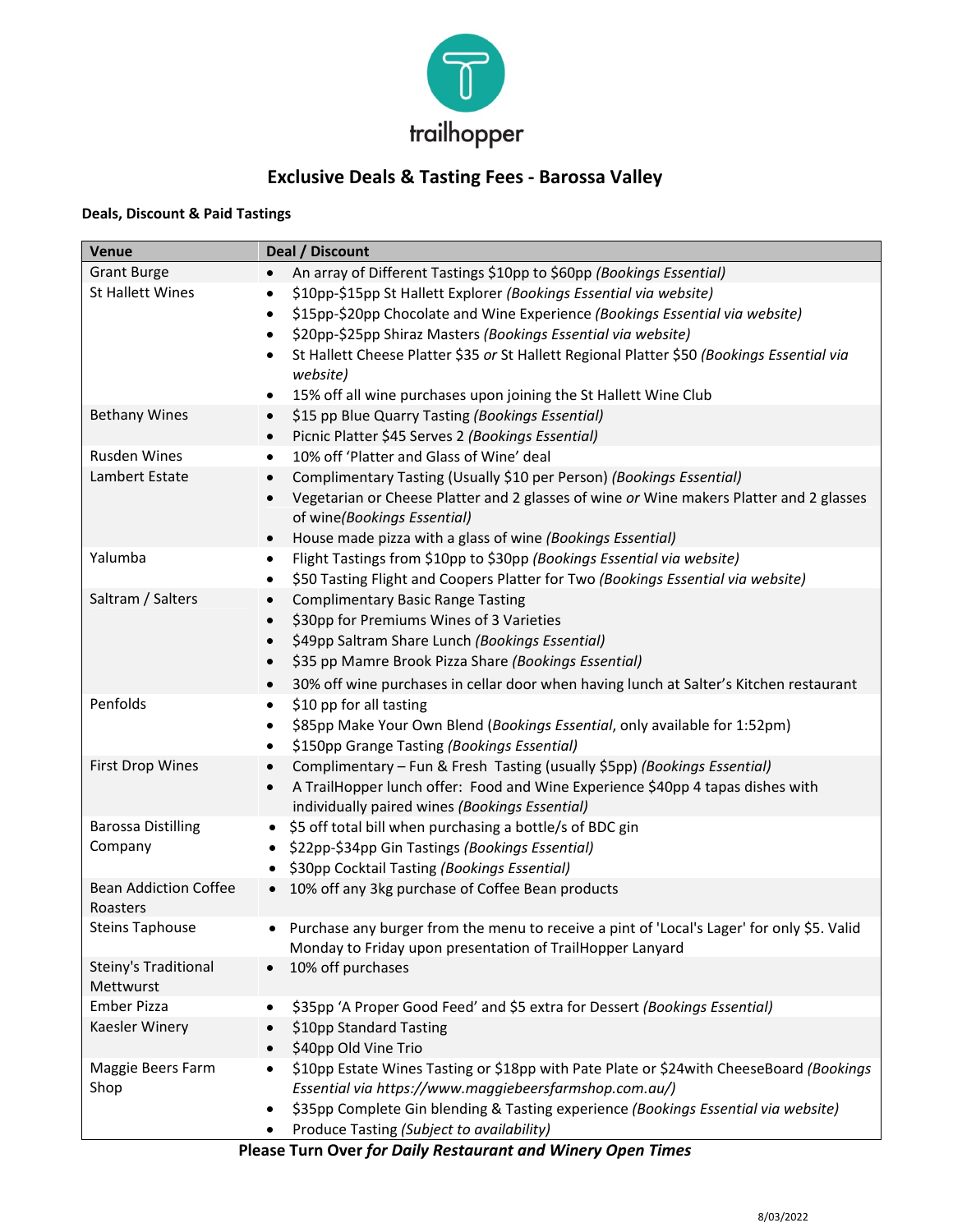trailhopper

# Exclusive Deals & Tasting Fees - Barossa Valley

**Deals, Discount & Paid Tastings**

| Venue | Deal / Discount |
|---|---|
| Grant Burge | • An array of Different Tastings \$10pp to \$60pp *(Bookings Essential)* |
| St Hallett Wines | • \$10pp-\$15pp St Hallett Explorer *(Bookings Essential via website)*<br>• \$15pp-\$20pp Chocolate and Wine Experience *(Bookings Essential via website)*<br>• \$20pp-\$25pp Shiraz Masters *(Bookings Essential via website)*<br>• St Hallett Cheese Platter \$35 *or* St Hallett Regional Platter \$50 *(Bookings Essential via website)*<br>• 15% off all wine purchases upon joining the St Hallett Wine Club |
| Bethany Wines | • \$15 pp Blue Quarry Tasting *(Bookings Essential)*<br>• Picnic Platter \$45 Serves 2 *(Bookings Essential)* |
| Rusden Wines | • 10% off 'Platter and Glass of Wine' deal |
| Lambert Estate | • Complimentary Tasting (Usually \$10 per Person) *(Bookings Essential)*<br>• Vegetarian or Cheese Platter and 2 glasses of wine *or* Wine makers Platter and 2 glasses of wine*(Bookings Essential)*<br>• House made pizza with a glass of wine *(Bookings Essential)* |
| Yalumba | • Flight Tastings from \$10pp to \$30pp *(Bookings Essential via website)*<br>• \$50 Tasting Flight and Coopers Platter for Two *(Bookings Essential via website)* |
| Saltram / Salters | • Complimentary Basic Range Tasting<br>• \$30pp for Premiums Wines of 3 Varieties<br>• \$49pp Saltram Share Lunch *(Bookings Essential)*<br>• \$35 pp Mamre Brook Pizza Share *(Bookings Essential)*<br>• 30% off wine purchases in cellar door when having lunch at Salter's Kitchen restaurant |
| Penfolds | • \$10 pp for all tasting<br>• \$85pp Make Your Own Blend (*Bookings Essential*, only available for 1:52pm)<br>• \$150pp Grange Tasting *(Bookings Essential)* |
| First Drop Wines | • Complimentary – Fun & Fresh Tasting (usually \$5pp) *(Bookings Essential)*<br>• A TrailHopper lunch offer: Food and Wine Experience \$40pp 4 tapas dishes with individually paired wines *(Bookings Essential)* |
| Barossa Distilling Company | • \$5 off total bill when purchasing a bottle/s of BDC gin<br>• \$22pp-\$34pp Gin Tastings *(Bookings Essential)*<br>• \$30pp Cocktail Tasting *(Bookings Essential)* |
| Bean Addiction Coffee Roasters | • 10% off any 3kg purchase of Coffee Bean products |
| Steins Taphouse | • Purchase any burger from the menu to receive a pint of 'Local's Lager' for only \$5. Valid Monday to Friday upon presentation of TrailHopper Lanyard |
| Steiny's Traditional Mettwurst | • 10% off purchases |
| Ember Pizza | • \$35pp 'A Proper Good Feed' and \$5 extra for Dessert *(Bookings Essential)* |
| Kaesler Winery | • \$10pp Standard Tasting<br>• \$40pp Old Vine Trio |
| Maggie Beers Farm Shop | • \$10pp Estate Wines Tasting or \$18pp with Pate Plate or \$24with CheeseBoard *(Bookings Essential via https://www.maggiebeersfarmshop.com.au/)*<br>• \$35pp Complete Gin blending & Tasting experience *(Bookings Essential via website)*<br>• Produce Tasting *(Subject to availability)* |

**Please Turn Over *for Daily Restaurant and Winery Open Times***

8/03/2022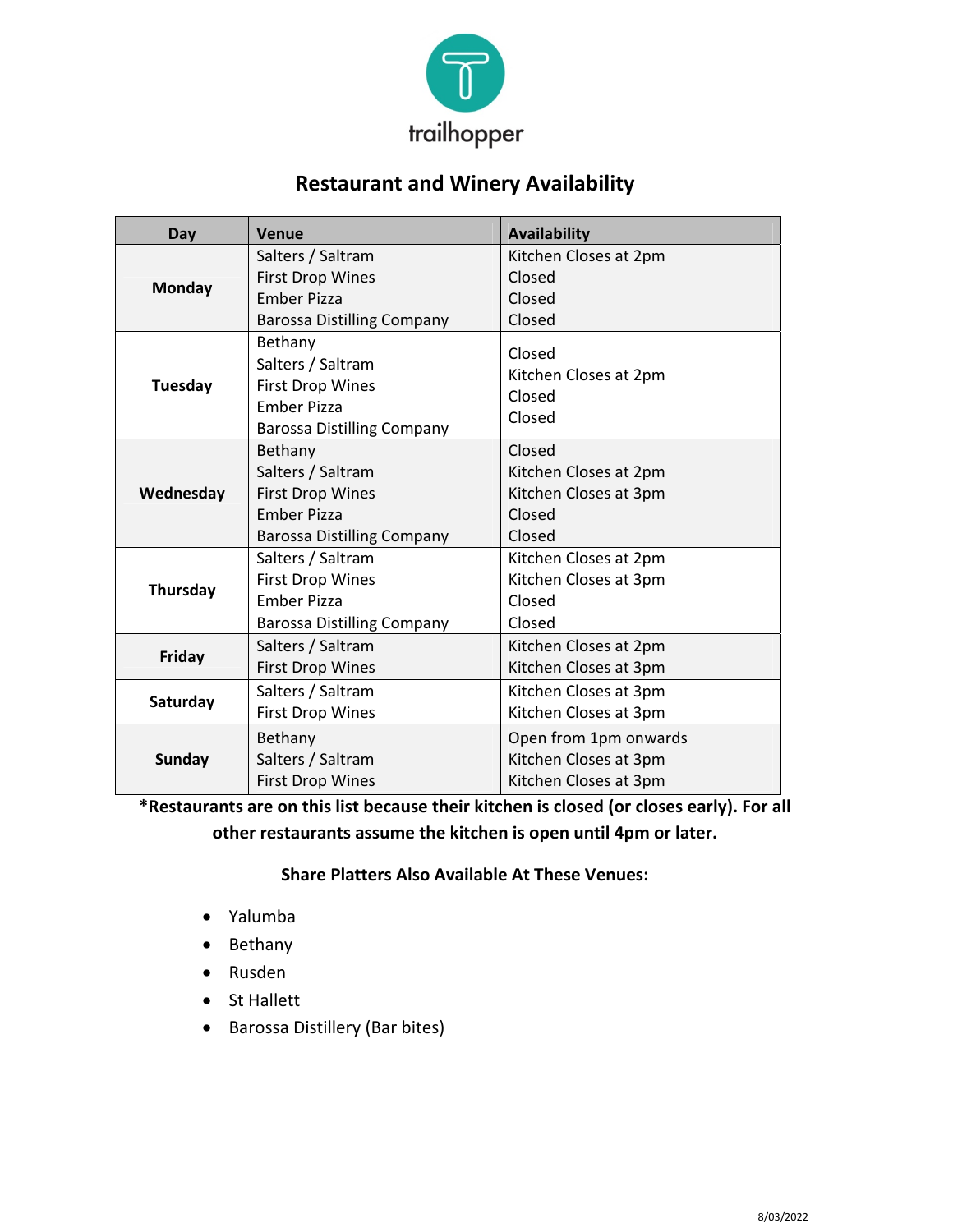trailhopper

# Restaurant and Winery Availability

| Day | Venue | Availability |
|---|---|---|
| **Monday** | Salters / Saltram | Kitchen Closes at 2pm |
| | First Drop Wines | Closed |
| | Ember Pizza | Closed |
| | Barossa Distilling Company | Closed |
| **Tuesday** | Bethany | Closed |
| | Salters / Saltram | Kitchen Closes at 2pm |
| | First Drop Wines | Closed |
| | Ember Pizza | Closed |
| | Barossa Distilling Company | |
| **Wednesday** | Bethany | Closed |
| | Salters / Saltram | Kitchen Closes at 2pm |
| | First Drop Wines | Kitchen Closes at 3pm |
| | Ember Pizza | Closed |
| | Barossa Distilling Company | Closed |
| **Thursday** | Salters / Saltram | Kitchen Closes at 2pm |
| | First Drop Wines | Kitchen Closes at 3pm |
| | Ember Pizza | Closed |
| | Barossa Distilling Company | Closed |
| **Friday** | Salters / Saltram | Kitchen Closes at 2pm |
| | First Drop Wines | Kitchen Closes at 3pm |
| **Saturday** | Salters / Saltram | Kitchen Closes at 3pm |
| | First Drop Wines | Kitchen Closes at 3pm |
| **Sunday** | Bethany | Open from 1pm onwards |
| | Salters / Saltram | Kitchen Closes at 3pm |
| | First Drop Wines | Kitchen Closes at 3pm |

**\*Restaurants are on this list because their kitchen is closed (or closes early). For all other restaurants assume the kitchen is open until 4pm or later.**

**Share Platters Also Available At These Venues:**

- Yalumba
- Bethany
- Rusden
- St Hallett
- Barossa Distillery (Bar bites)

8/03/2022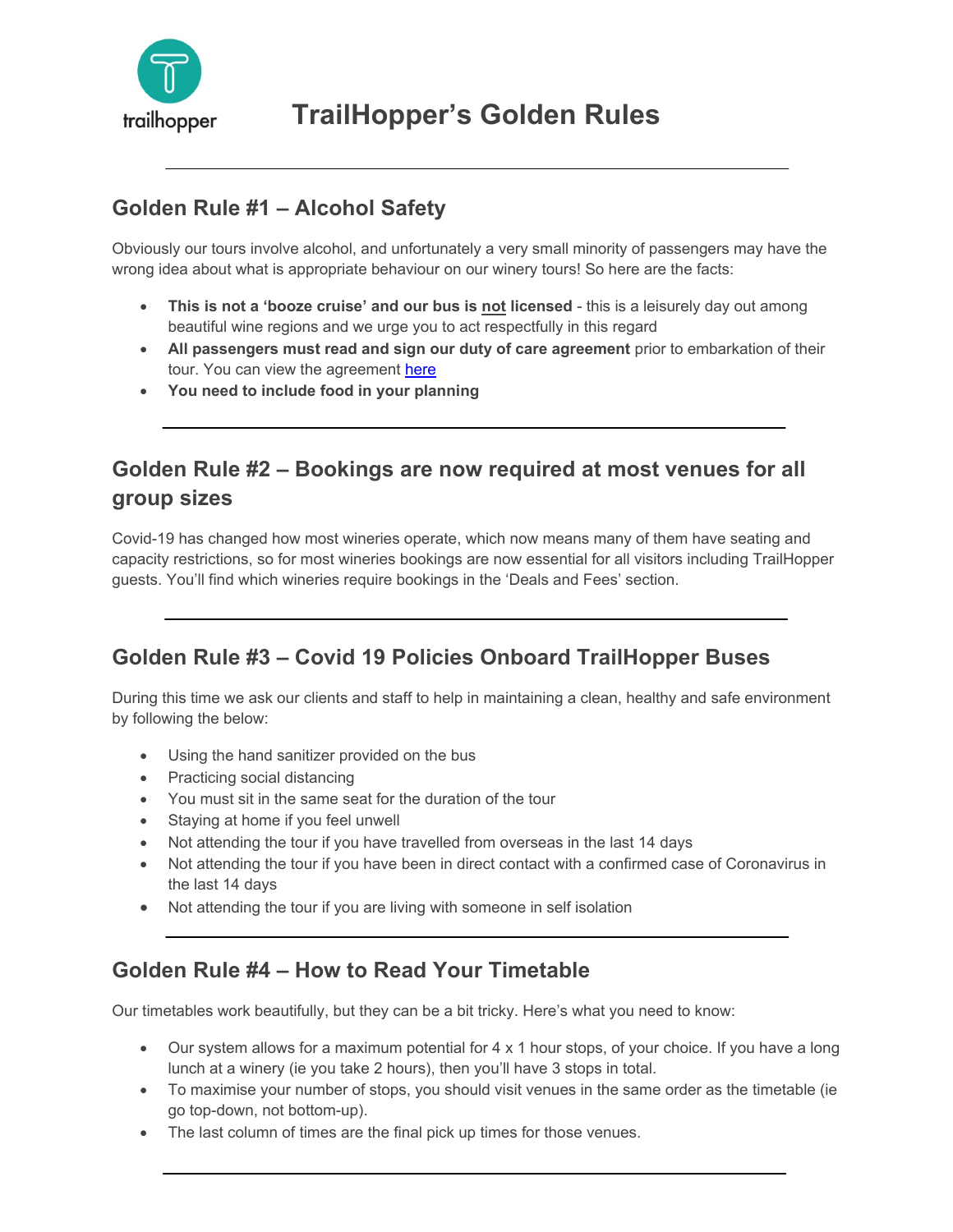trailhopper

# TrailHopper's Golden Rules

---

## Golden Rule #1 – Alcohol Safety

Obviously our tours involve alcohol, and unfortunately a very small minority of passengers may have the wrong idea about what is appropriate behaviour on our winery tours! So here are the facts:

- **This is not a 'booze cruise' and our bus is <u>not</u> licensed** - this is a leisurely day out among beautiful wine regions and we urge you to act respectfully in this regard
- **All passengers must read and sign our duty of care agreement** prior to embarkation of their tour. You can view the agreement here
- **You need to include food in your planning**

---

## Golden Rule #2 – Bookings are now required at most venues for all group sizes

Covid-19 has changed how most wineries operate, which now means many of them have seating and capacity restrictions, so for most wineries bookings are now essential for all visitors including TrailHopper guests. You'll find which wineries require bookings in the 'Deals and Fees' section.

---

## Golden Rule #3 – Covid 19 Policies Onboard TrailHopper Buses

During this time we ask our clients and staff to help in maintaining a clean, healthy and safe environment by following the below:

- Using the hand sanitizer provided on the bus
- Practicing social distancing
- You must sit in the same seat for the duration of the tour
- Staying at home if you feel unwell
- Not attending the tour if you have travelled from overseas in the last 14 days
- Not attending the tour if you have been in direct contact with a confirmed case of Coronavirus in the last 14 days
- Not attending the tour if you are living with someone in self isolation

---

## Golden Rule #4 – How to Read Your Timetable

Our timetables work beautifully, but they can be a bit tricky. Here's what you need to know:

- Our system allows for a maximum potential for 4 x 1 hour stops, of your choice. If you have a long lunch at a winery (ie you take 2 hours), then you'll have 3 stops in total.
- To maximise your number of stops, you should visit venues in the same order as the timetable (ie go top-down, not bottom-up).
- The last column of times are the final pick up times for those venues.

---